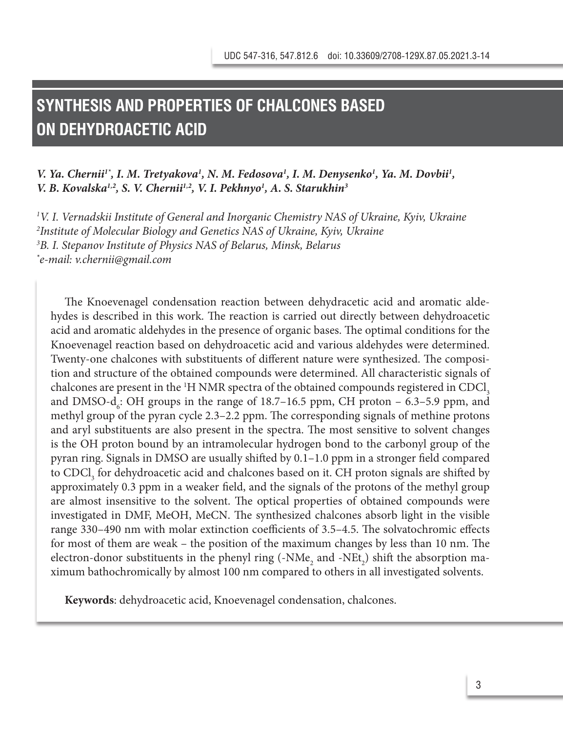UDC 547-316, 547.812.6 doi: 10.33609/2708-129X.87.05.2021.3-14

# SYNTHESIS AND PROPERTIES OF CHALCONES BASED ON DEHYDROACETIC ACID

***V. Ya. Chernii[1*], I. M. Tretyakova[1], N. M. Fedosova[1], I. M. Denysenko[1], Ya. M. Dovbii[1], V. B. Kovalska[1,2], S. V. Chernii[1,2], V. I. Pekhnyo[1], A. S. Starukhin[3]***

*[1]V. I. Vernadskii Institute of General and Inorganic Chemistry NAS of Ukraine, Kyiv, Ukraine*
*[2]Institute of Molecular Biology and Genetics NAS of Ukraine, Kyiv, Ukraine*
*[3]B. I. Stepanov Institute of Physics NAS of Belarus, Minsk, Belarus*
*[*]e-mail: v.chernii@gmail.com*

The Knoevenagel condensation reaction between dehydracetic acid and aromatic aldehydes is described in this work. The reaction is carried out directly between dehydroacetic acid and aromatic aldehydes in the presence of organic bases. The optimal conditions for the Knoevenagel reaction based on dehydroacetic acid and various aldehydes were determined. Twenty-one chalcones with substituents of different nature were synthesized. The composition and structure of the obtained compounds were determined. All characteristic signals of chalcones are present in the $^1$H NMR spectra of the obtained compounds registered in $CDCl_3$ and DMSO-$d_6$: OH groups in the range of 18.7–16.5 ppm, CH proton – 6.3–5.9 ppm, and methyl group of the pyran cycle 2.3–2.2 ppm. The corresponding signals of methine protons and aryl substituents are also present in the spectra. The most sensitive to solvent changes is the OH proton bound by an intramolecular hydrogen bond to the carbonyl group of the pyran ring. Signals in DMSO are usually shifted by 0.1–1.0 ppm in a stronger field compared to $CDCl_3$ for dehydroacetic acid and chalcones based on it. CH proton signals are shifted by approximately 0.3 ppm in a weaker field, and the signals of the protons of the methyl group are almost insensitive to the solvent. The optical properties of obtained compounds were investigated in DMF, MeOH, MeCN. The synthesized chalcones absorb light in the visible range 330–490 nm with molar extinction coefficients of 3.5–4.5. The solvatochromic effects for most of them are weak – the position of the maximum changes by less than 10 nm. The electron-donor substituents in the phenyl ring (-$NMe_2$ and -$NEt_2$) shift the absorption maximum bathochromically by almost 100 nm compared to others in all investigated solvents.

**Keywords**: dehydroacetic acid, Knoevenagel condensation, chalcones.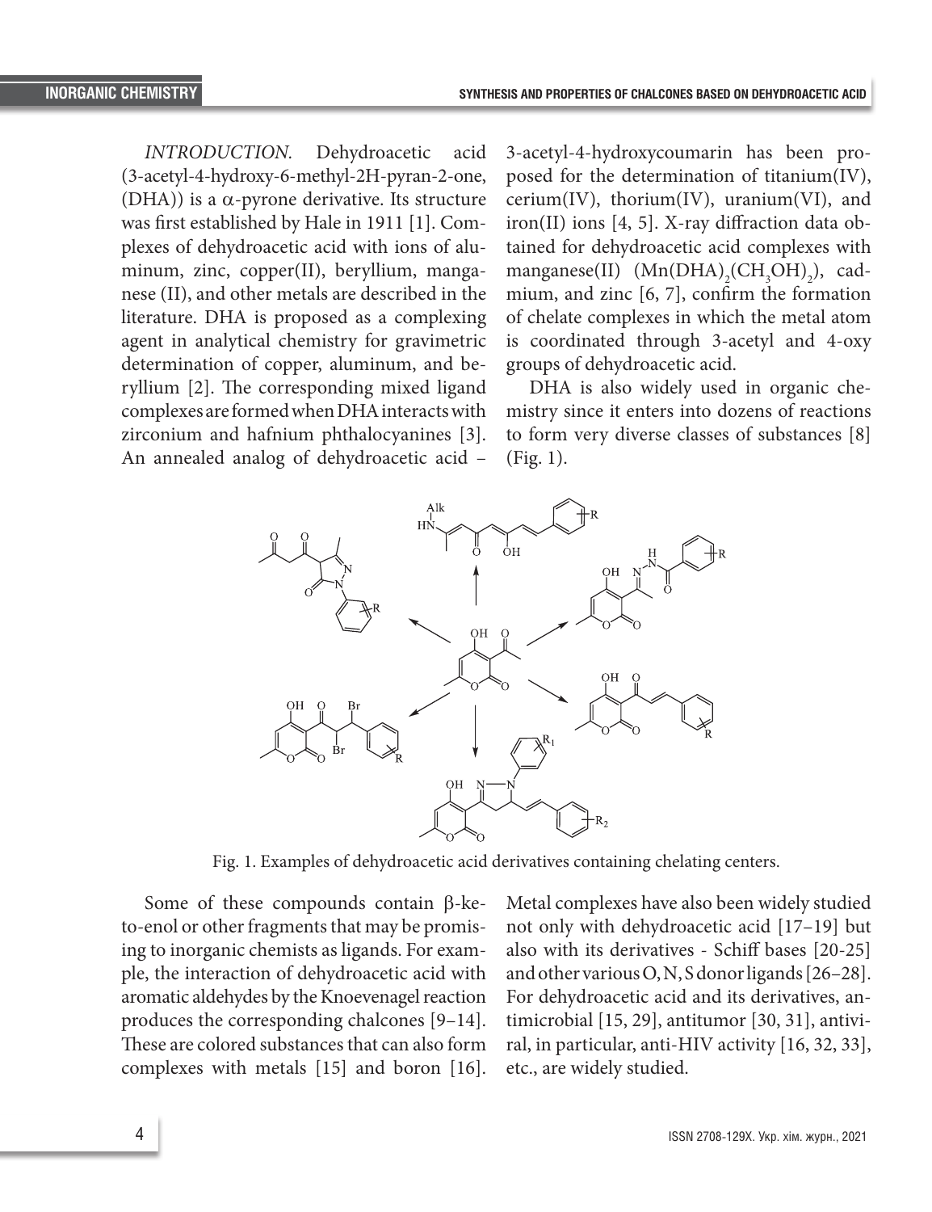*INTRODUCTION.* Dehydroacetic acid (3-acetyl-4-hydroxy-6-methyl-2H-pyran-2-one, (DHA)) is a α-pyrone derivative. Its structure was first established by Hale in 1911 [1]. Complexes of dehydroacetic acid with ions of aluminum, zinc, copper(II), beryllium, manganese (II), and other metals are described in the literature. DHA is proposed as a complexing agent in analytical chemistry for gravimetric determination of copper, aluminum, and beryllium [2]. The corresponding mixed ligand complexes are formed when DHA interacts with zirconium and hafnium phthalocyanines [3]. An annealed analog of dehydroacetic acid – 3-acetyl-4-hydroxycoumarin has been proposed for the determination of titanium(IV), cerium(IV), thorium(IV), uranium(VI), and iron(II) ions [4, 5]. X-ray diffraction data obtained for dehydroacetic acid complexes with manganese(II) ($Mn(DHA)_2(CH_3OH)_2$), cadmium, and zinc [6, 7], confirm the formation of chelate complexes in which the metal atom is coordinated through 3-acetyl and 4-oxy groups of dehydroacetic acid.

DHA is also widely used in organic chemistry since it enters into dozens of reactions to form very diverse classes of substances [8] (Fig. 1).

Fig. 1. Examples of dehydroacetic acid derivatives containing chelating centers.

Some of these compounds contain β-keto-enol or other fragments that may be promising to inorganic chemists as ligands. For example, the interaction of dehydroacetic acid with aromatic aldehydes by the Knoevenagel reaction produces the corresponding chalcones [9–14]. These are colored substances that can also form complexes with metals [15] and boron [16]. Metal complexes have also been widely studied not only with dehydroacetic acid [17–19] but also with its derivatives - Schiff bases [20-25] and other various O, N, S donor ligands [26–28]. For dehydroacetic acid and its derivatives, antimicrobial [15, 29], antitumor [30, 31], antiviral, in particular, anti-HIV activity [16, 32, 33], etc., are widely studied.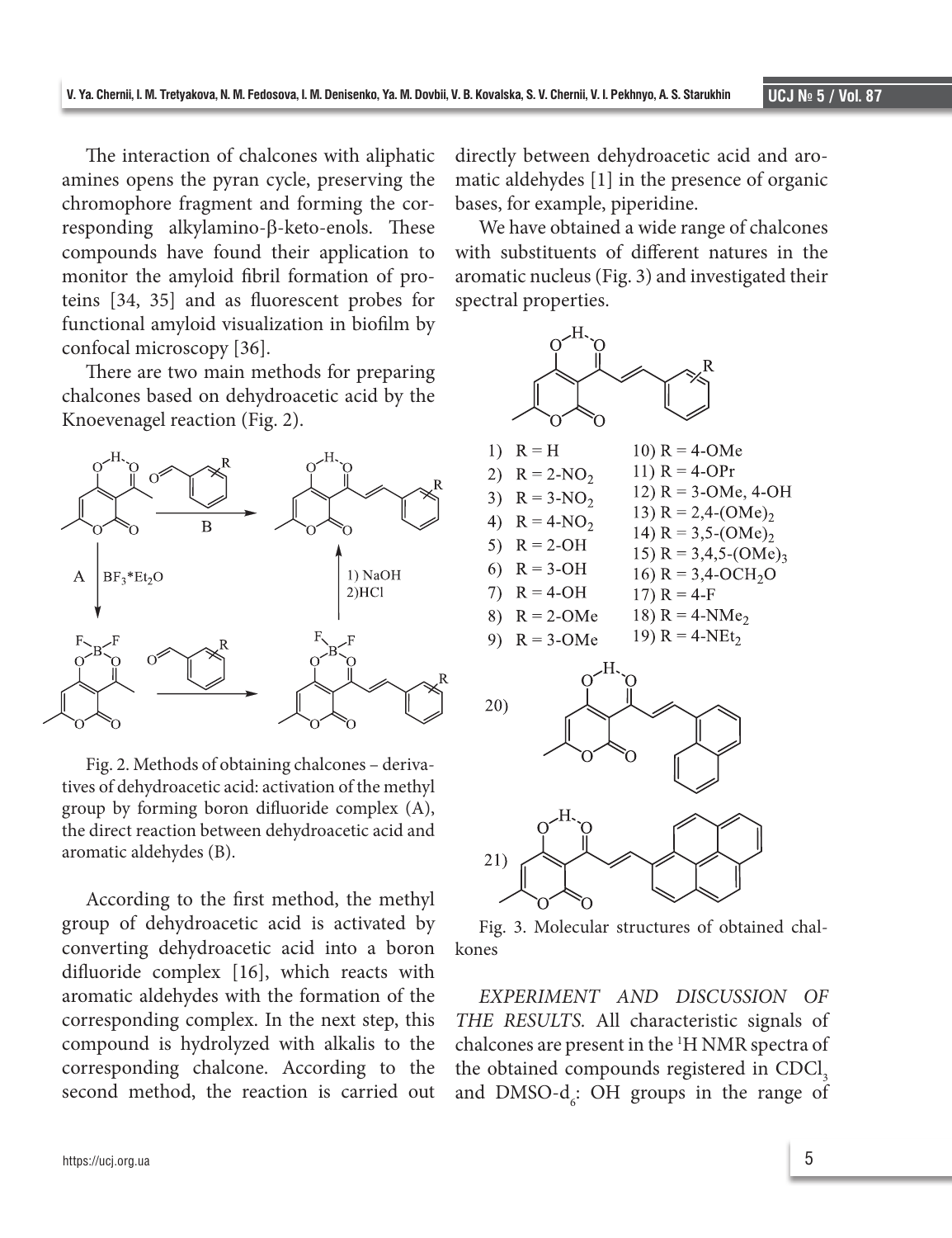The interaction of chalcones with aliphatic amines opens the pyran cycle, preserving the chromophore fragment and forming the corresponding alkylamino-β-keto-enols. These compounds have found their application to monitor the amyloid fibril formation of proteins [34, 35] and as fluorescent probes for functional amyloid visualization in biofilm by confocal microscopy [36].

There are two main methods for preparing chalcones based on dehydroacetic acid by the Knoevenagel reaction (Fig. 2).

Fig. 2. Methods of obtaining chalcones – derivatives of dehydroacetic acid: activation of the methyl group by forming boron difluoride complex (A), the direct reaction between dehydroacetic acid and aromatic aldehydes (B).

According to the first method, the methyl group of dehydroacetic acid is activated by converting dehydroacetic acid into a boron difluoride complex [16], which reacts with aromatic aldehydes with the formation of the corresponding complex. In the next step, this compound is hydrolyzed with alkalis to the corresponding chalcone. According to the second method, the reaction is carried out directly between dehydroacetic acid and aromatic aldehydes [1] in the presence of organic bases, for example, piperidine.

We have obtained a wide range of chalcones with substituents of different natures in the aromatic nucleus (Fig. 3) and investigated their spectral properties.

1) R = H
2) R = 2-$NO_2$
3) R = 3-$NO_2$
4) R = 4-$NO_2$
5) R = 2-OH
6) R = 3-OH
7) R = 4-OH
8) R = 2-OMe
9) R = 3-OMe
10) R = 4-OMe
11) R = 4-OPr
12) R = 3-OMe, 4-OH
13) R = 2,4-$(OMe)_2$
14) R = 3,5-$(OMe)_2$
15) R = 3,4,5-$(OMe)_3$
16) R = 3,4-$OCH_2O$
17) R = 4-F
18) R = 4-$NMe_2$
19) R = 4-$NEt_2$
20)
21)

Fig. 3. Molecular structures of obtained chalkones

*EXPERIMENT AND DISCUSSION OF THE RESULTS.* All characteristic signals of chalcones are present in the [1]H NMR spectra of the obtained compounds registered in $CDCl_3$ and DMSO-$d_6$: OH groups in the range of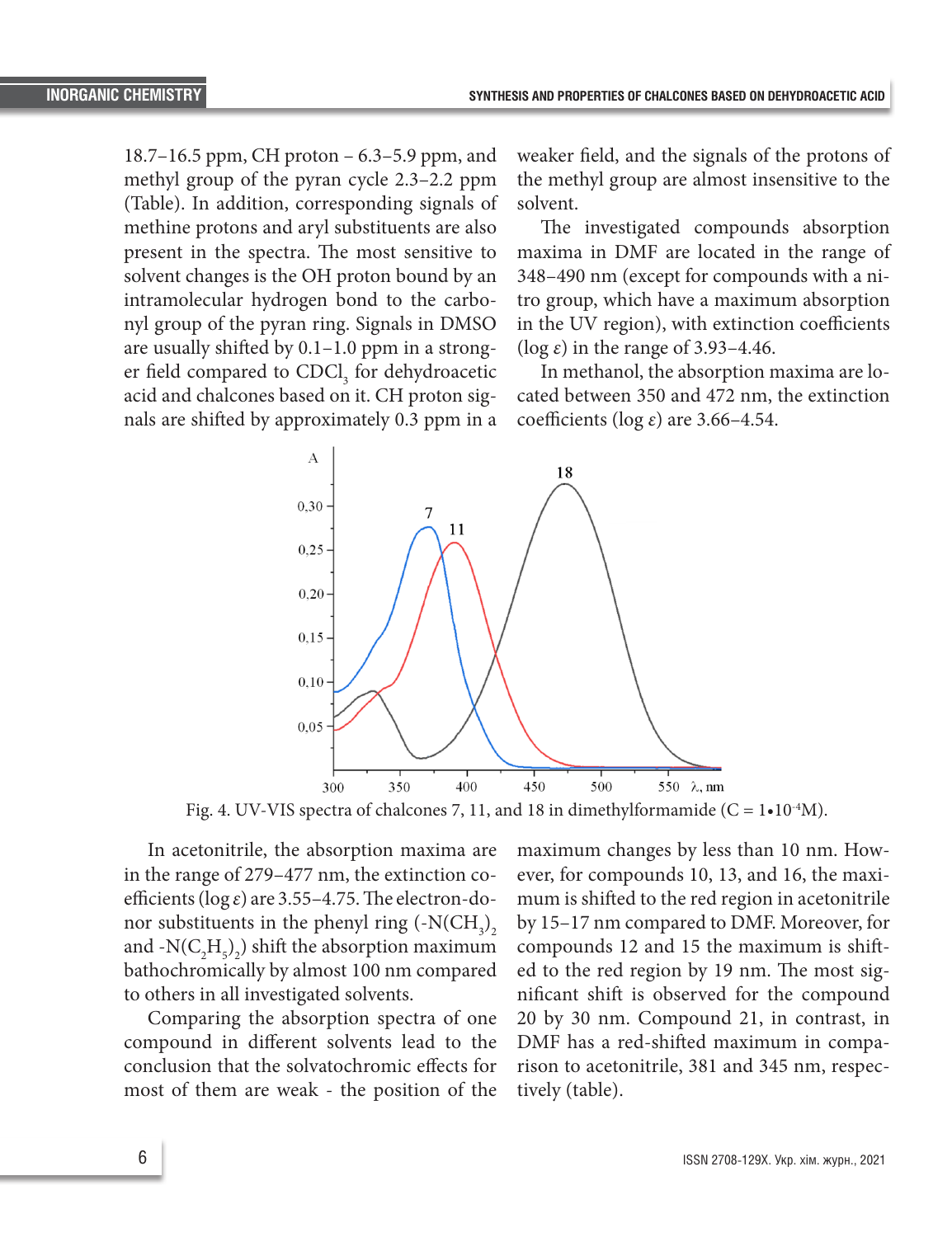18.7–16.5 ppm, CH proton – 6.3–5.9 ppm, and methyl group of the pyran cycle 2.3–2.2 ppm (Table). In addition, corresponding signals of methine protons and aryl substituents are also present in the spectra. The most sensitive to solvent changes is the OH proton bound by an intramolecular hydrogen bond to the carbonyl group of the pyran ring. Signals in DMSO are usually shifted by 0.1–1.0 ppm in a stronger field compared to $CDCl_3$ for dehydroacetic acid and chalcones based on it. CH proton signals are shifted by approximately 0.3 ppm in a weaker field, and the signals of the protons of the methyl group are almost insensitive to the solvent.

The investigated compounds absorption maxima in DMF are located in the range of 348–490 nm (except for compounds with a nitro group, which have a maximum absorption in the UV region), with extinction coefficients (log *ε*) in the range of 3.93–4.46.

In methanol, the absorption maxima are located between 350 and 472 nm, the extinction coefficients (log *ε*) are 3.66–4.54.

Fig. 4. UV-VIS spectra of chalcones 7, 11, and 18 in dimethylformamide (C = $1 \cdot 10^{-4}$M).

In acetonitrile, the absorption maxima are in the range of 279–477 nm, the extinction coefficients (log *ε*) are 3.55–4.75. The electron-donor substituents in the phenyl ring (-$N(CH_3)_2$ and -$N(C_2H_5)_2$) shift the absorption maximum bathochromically by almost 100 nm compared to others in all investigated solvents.

Comparing the absorption spectra of one compound in different solvents lead to the conclusion that the solvatochromic effects for most of them are weak - the position of the maximum changes by less than 10 nm. However, for compounds 10, 13, and 16, the maximum is shifted to the red region in acetonitrile by 15–17 nm compared to DMF. Moreover, for compounds 12 and 15 the maximum is shifted to the red region by 19 nm. The most significant shift is observed for the compound 20 by 30 nm. Compound 21, in contrast, in DMF has a red-shifted maximum in comparison to acetonitrile, 381 and 345 nm, respectively (table).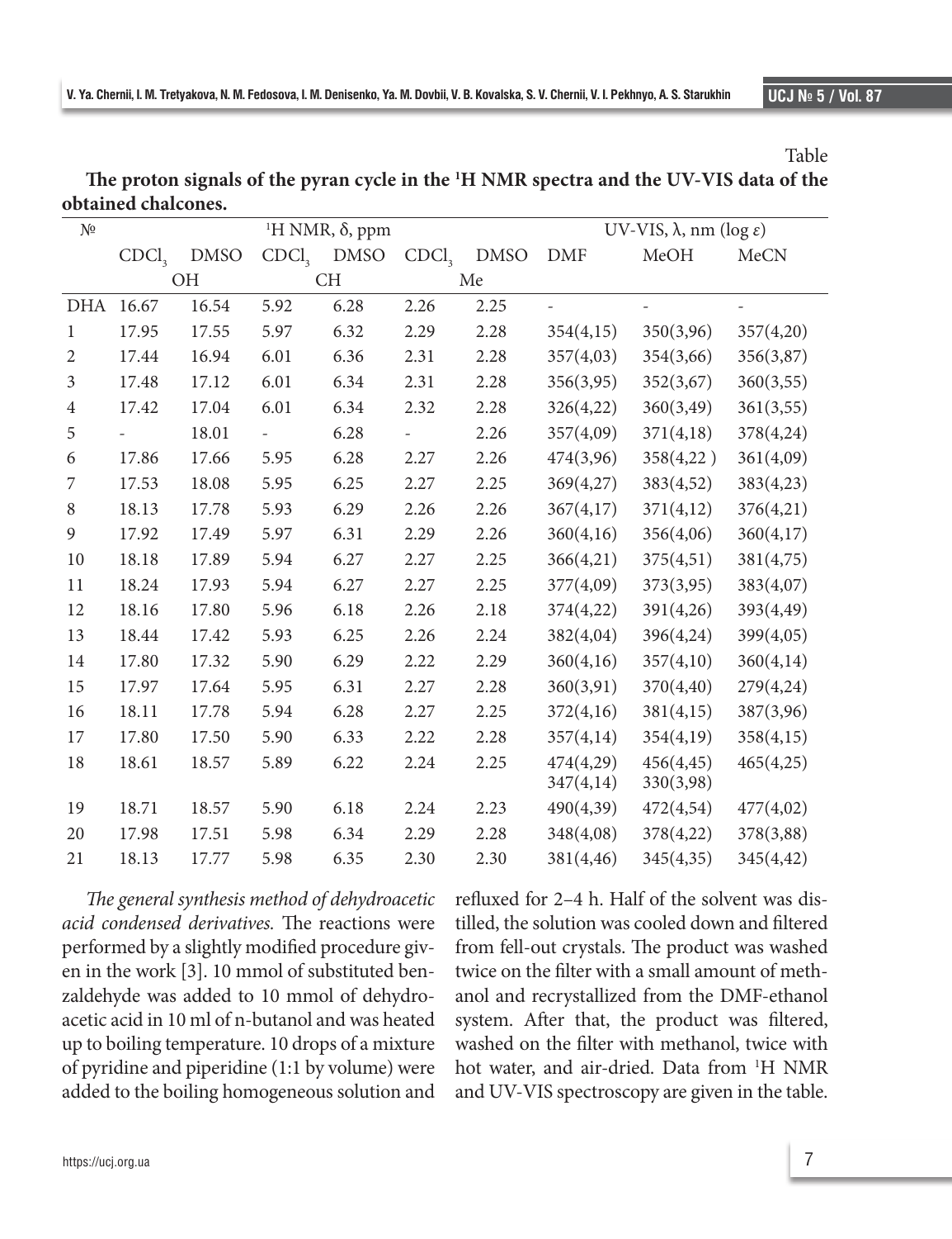Table

**The proton signals of the pyran cycle in the $^{1}$H NMR spectra and the UV-VIS data of the obtained chalcones.**

| № | $^{1}$H NMR, δ, ppm | | | | | | UV-VIS, λ, nm (log ε) | | |
|---|---|---|---|---|---|---|---|---|---|
| | $CDCl_3$ | DMSO | $CDCl_3$ | DMSO | $CDCl_3$ | DMSO | DMF | MeOH | MeCN |
| | OH | | CH | | Me | | | | |
| DHA | 16.67 | 16.54 | 5.92 | 6.28 | 2.26 | 2.25 | - | - | - |
| 1 | 17.95 | 17.55 | 5.97 | 6.32 | 2.29 | 2.28 | 354(4,15) | 350(3,96) | 357(4,20) |
| 2 | 17.44 | 16.94 | 6.01 | 6.36 | 2.31 | 2.28 | 357(4,03) | 354(3,66) | 356(3,87) |
| 3 | 17.48 | 17.12 | 6.01 | 6.34 | 2.31 | 2.28 | 356(3,95) | 352(3,67) | 360(3,55) |
| 4 | 17.42 | 17.04 | 6.01 | 6.34 | 2.32 | 2.28 | 326(4,22) | 360(3,49) | 361(3,55) |
| 5 | - | 18.01 | - | 6.28 | - | 2.26 | 357(4,09) | 371(4,18) | 378(4,24) |
| 6 | 17.86 | 17.66 | 5.95 | 6.28 | 2.27 | 2.26 | 474(3,96) | 358(4,22 ) | 361(4,09) |
| 7 | 17.53 | 18.08 | 5.95 | 6.25 | 2.27 | 2.25 | 369(4,27) | 383(4,52) | 383(4,23) |
| 8 | 18.13 | 17.78 | 5.93 | 6.29 | 2.26 | 2.26 | 367(4,17) | 371(4,12) | 376(4,21) |
| 9 | 17.92 | 17.49 | 5.97 | 6.31 | 2.29 | 2.26 | 360(4,16) | 356(4,06) | 360(4,17) |
| 10 | 18.18 | 17.89 | 5.94 | 6.27 | 2.27 | 2.25 | 366(4,21) | 375(4,51) | 381(4,75) |
| 11 | 18.24 | 17.93 | 5.94 | 6.27 | 2.27 | 2.25 | 377(4,09) | 373(3,95) | 383(4,07) |
| 12 | 18.16 | 17.80 | 5.96 | 6.18 | 2.26 | 2.18 | 374(4,22) | 391(4,26) | 393(4,49) |
| 13 | 18.44 | 17.42 | 5.93 | 6.25 | 2.26 | 2.24 | 382(4,04) | 396(4,24) | 399(4,05) |
| 14 | 17.80 | 17.32 | 5.90 | 6.29 | 2.22 | 2.29 | 360(4,16) | 357(4,10) | 360(4,14) |
| 15 | 17.97 | 17.64 | 5.95 | 6.31 | 2.27 | 2.28 | 360(3,91) | 370(4,40) | 279(4,24) |
| 16 | 18.11 | 17.78 | 5.94 | 6.28 | 2.27 | 2.25 | 372(4,16) | 381(4,15) | 387(3,96) |
| 17 | 17.80 | 17.50 | 5.90 | 6.33 | 2.22 | 2.28 | 357(4,14) | 354(4,19) | 358(4,15) |
| 18 | 18.61 | 18.57 | 5.89 | 6.22 | 2.24 | 2.25 | 474(4,29) 347(4,14) | 456(4,45) 330(3,98) | 465(4,25) |
| 19 | 18.71 | 18.57 | 5.90 | 6.18 | 2.24 | 2.23 | 490(4,39) | 472(4,54) | 477(4,02) |
| 20 | 17.98 | 17.51 | 5.98 | 6.34 | 2.29 | 2.28 | 348(4,08) | 378(4,22) | 378(3,88) |
| 21 | 18.13 | 17.77 | 5.98 | 6.35 | 2.30 | 2.30 | 381(4,46) | 345(4,35) | 345(4,42) |

*The general synthesis method of dehydroacetic acid condensed derivatives.* The reactions were performed by a slightly modified procedure given in the work [3]. 10 mmol of substituted benzaldehyde was added to 10 mmol of dehydroacetic acid in 10 ml of n-butanol and was heated up to boiling temperature. 10 drops of a mixture of pyridine and piperidine (1:1 by volume) were added to the boiling homogeneous solution and refluxed for 2–4 h. Half of the solvent was distilled, the solution was cooled down and filtered from fell-out crystals. The product was washed twice on the filter with a small amount of methanol and recrystallized from the DMF-ethanol system. After that, the product was filtered, washed on the filter with methanol, twice with hot water, and air-dried. Data from $^{1}$H NMR and UV-VIS spectroscopy are given in the table.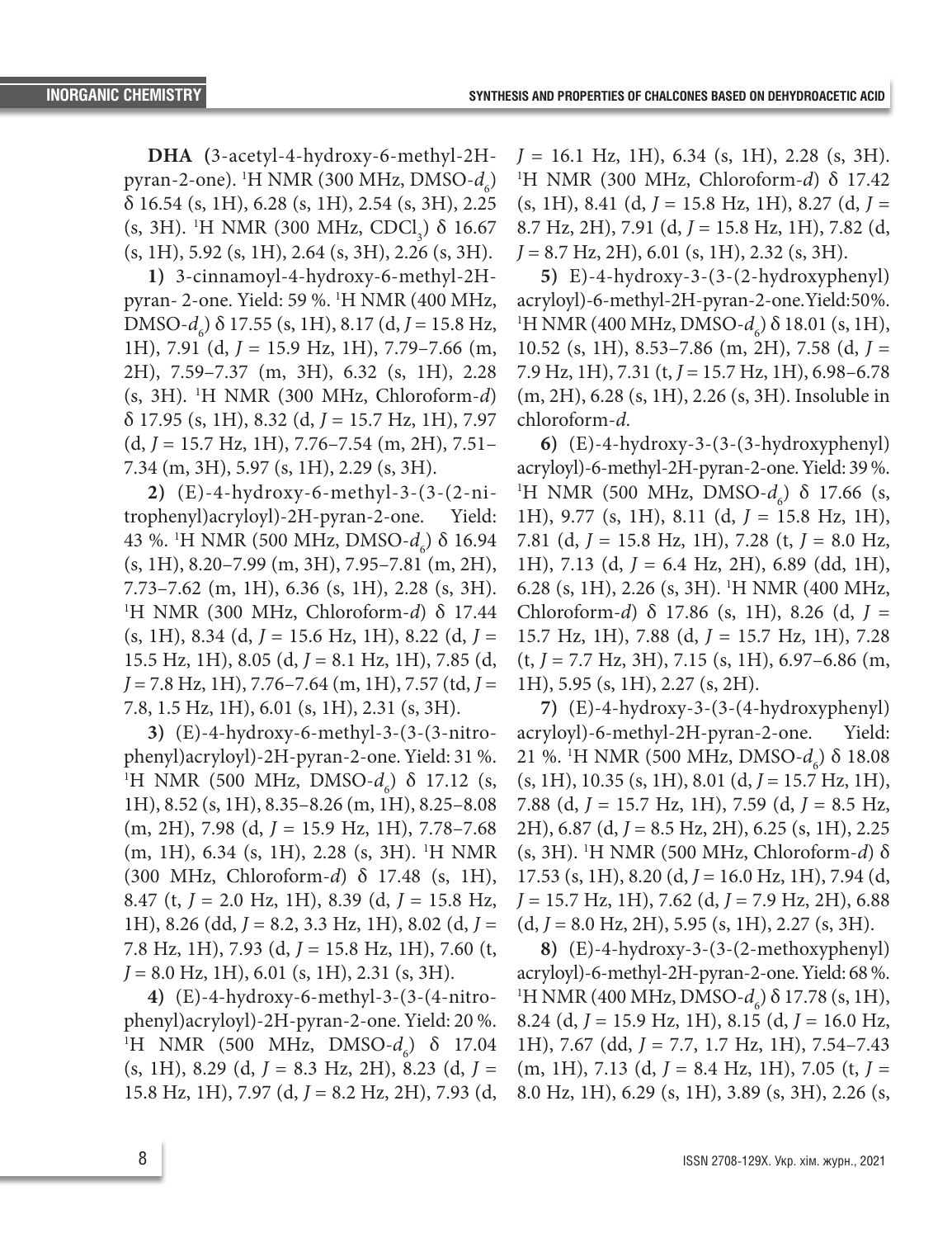**DHA** (3-acetyl-4-hydroxy-6-methyl-2H-pyran-2-one). $^1$H NMR (300 MHz, DMSO-$d_6$) δ 16.54 (s, 1H), 6.28 (s, 1H), 2.54 (s, 3H), 2.25 (s, 3H). $^1$H NMR (300 MHz, $CDCl_3$) δ 16.67 (s, 1H), 5.92 (s, 1H), 2.64 (s, 3H), 2.26 (s, 3H).

**1)** 3-cinnamoyl-4-hydroxy-6-methyl-2H-pyran- 2-one. Yield: 59 %. $^1$H NMR (400 MHz, DMSO-$d_6$) δ 17.55 (s, 1H), 8.17 (d, *J* = 15.8 Hz, 1H), 7.91 (d, *J* = 15.9 Hz, 1H), 7.79–7.66 (m, 2H), 7.59–7.37 (m, 3H), 6.32 (s, 1H), 2.28 (s, 3H). $^1$H NMR (300 MHz, Chloroform-*d*) δ 17.95 (s, 1H), 8.32 (d, *J* = 15.7 Hz, 1H), 7.97 (d, *J* = 15.7 Hz, 1H), 7.76–7.54 (m, 2H), 7.51–7.34 (m, 3H), 5.97 (s, 1H), 2.29 (s, 3H).

**2)** (E)-4-hydroxy-6-methyl-3-(3-(2-nitrophenyl)acryloyl)-2H-pyran-2-one. Yield: 43 %. $^1$H NMR (500 MHz, DMSO-$d_6$) δ 16.94 (s, 1H), 8.20–7.99 (m, 3H), 7.95–7.81 (m, 2H), 7.73–7.62 (m, 1H), 6.36 (s, 1H), 2.28 (s, 3H). $^1$H NMR (300 MHz, Chloroform-*d*) δ 17.44 (s, 1H), 8.34 (d, *J* = 15.6 Hz, 1H), 8.22 (d, *J* = 15.5 Hz, 1H), 8.05 (d, *J* = 8.1 Hz, 1H), 7.85 (d, *J* = 7.8 Hz, 1H), 7.76–7.64 (m, 1H), 7.57 (td, *J* = 7.8, 1.5 Hz, 1H), 6.01 (s, 1H), 2.31 (s, 3H).

**3)** (E)-4-hydroxy-6-methyl-3-(3-(3-nitrophenyl)acryloyl)-2H-pyran-2-one. Yield: 31 %. $^1$H NMR (500 MHz, DMSO-$d_6$) δ 17.12 (s, 1H), 8.52 (s, 1H), 8.35–8.26 (m, 1H), 8.25–8.08 (m, 2H), 7.98 (d, *J* = 15.9 Hz, 1H), 7.78–7.68 (m, 1H), 6.34 (s, 1H), 2.28 (s, 3H). $^1$H NMR (300 MHz, Chloroform-*d*) δ 17.48 (s, 1H), 8.47 (t, *J* = 2.0 Hz, 1H), 8.39 (d, *J* = 15.8 Hz, 1H), 8.26 (dd, *J* = 8.2, 3.3 Hz, 1H), 8.02 (d, *J* = 7.8 Hz, 1H), 7.93 (d, *J* = 15.8 Hz, 1H), 7.60 (t, *J* = 8.0 Hz, 1H), 6.01 (s, 1H), 2.31 (s, 3H).

**4)** (E)-4-hydroxy-6-methyl-3-(3-(4-nitrophenyl)acryloyl)-2H-pyran-2-one. Yield: 20 %. $^1$H NMR (500 MHz, DMSO-$d_6$) δ 17.04 (s, 1H), 8.29 (d, *J* = 8.3 Hz, 2H), 8.23 (d, *J* = 15.8 Hz, 1H), 7.97 (d, *J* = 8.2 Hz, 2H), 7.93 (d, *J* = 16.1 Hz, 1H), 6.34 (s, 1H), 2.28 (s, 3H). $^1$H NMR (300 MHz, Chloroform-*d*) δ 17.42 (s, 1H), 8.41 (d, *J* = 15.8 Hz, 1H), 8.27 (d, *J* = 8.7 Hz, 2H), 7.91 (d, *J* = 15.8 Hz, 1H), 7.82 (d, *J* = 8.7 Hz, 2H), 6.01 (s, 1H), 2.32 (s, 3H).

**5)** E)-4-hydroxy-3-(3-(2-hydroxyphenyl)acryloyl)-6-methyl-2H-pyran-2-one. Yield: 50%. $^1$H NMR (400 MHz, DMSO-$d_6$) δ 18.01 (s, 1H), 10.52 (s, 1H), 8.53–7.86 (m, 2H), 7.58 (d, *J* = 7.9 Hz, 1H), 7.31 (t, *J* = 15.7 Hz, 1H), 6.98–6.78 (m, 2H), 6.28 (s, 1H), 2.26 (s, 3H). Insoluble in chloroform-*d*.

**6)** (E)-4-hydroxy-3-(3-(3-hydroxyphenyl)acryloyl)-6-methyl-2H-pyran-2-one. Yield: 39 %. $^1$H NMR (500 MHz, DMSO-$d_6$) δ 17.66 (s, 1H), 9.77 (s, 1H), 8.11 (d, *J* = 15.8 Hz, 1H), 7.81 (d, *J* = 15.8 Hz, 1H), 7.28 (t, *J* = 8.0 Hz, 1H), 7.13 (d, *J* = 6.4 Hz, 2H), 6.89 (dd, 1H), 6.28 (s, 1H), 2.26 (s, 3H). $^1$H NMR (400 MHz, Chloroform-*d*) δ 17.86 (s, 1H), 8.26 (d, *J* = 15.7 Hz, 1H), 7.88 (d, *J* = 15.7 Hz, 1H), 7.28 (t, *J* = 7.7 Hz, 3H), 7.15 (s, 1H), 6.97–6.86 (m, 1H), 5.95 (s, 1H), 2.27 (s, 2H).

**7)** (E)-4-hydroxy-3-(3-(4-hydroxyphenyl)acryloyl)-6-methyl-2H-pyran-2-one. Yield: 21 %. $^1$H NMR (500 MHz, DMSO-$d_6$) δ 18.08 (s, 1H), 10.35 (s, 1H), 8.01 (d, *J* = 15.7 Hz, 1H), 7.88 (d, *J* = 15.7 Hz, 1H), 7.59 (d, *J* = 8.5 Hz, 2H), 6.87 (d, *J* = 8.5 Hz, 2H), 6.25 (s, 1H), 2.25 (s, 3H). $^1$H NMR (500 MHz, Chloroform-*d*) δ 17.53 (s, 1H), 8.20 (d, *J* = 16.0 Hz, 1H), 7.94 (d, *J* = 15.7 Hz, 1H), 7.62 (d, *J* = 7.9 Hz, 2H), 6.88 (d, *J* = 8.0 Hz, 2H), 5.95 (s, 1H), 2.27 (s, 3H).

**8)** (E)-4-hydroxy-3-(3-(2-methoxyphenyl)acryloyl)-6-methyl-2H-pyran-2-one. Yield: 68 %. $^1$H NMR (400 MHz, DMSO-$d_6$) δ 17.78 (s, 1H), 8.24 (d, *J* = 15.9 Hz, 1H), 8.15 (d, *J* = 16.0 Hz, 1H), 7.67 (dd, *J* = 7.7, 1.7 Hz, 1H), 7.54–7.43 (m, 1H), 7.13 (d, *J* = 8.4 Hz, 1H), 7.05 (t, *J* = 8.0 Hz, 1H), 6.29 (s, 1H), 3.89 (s, 3H), 2.26 (s,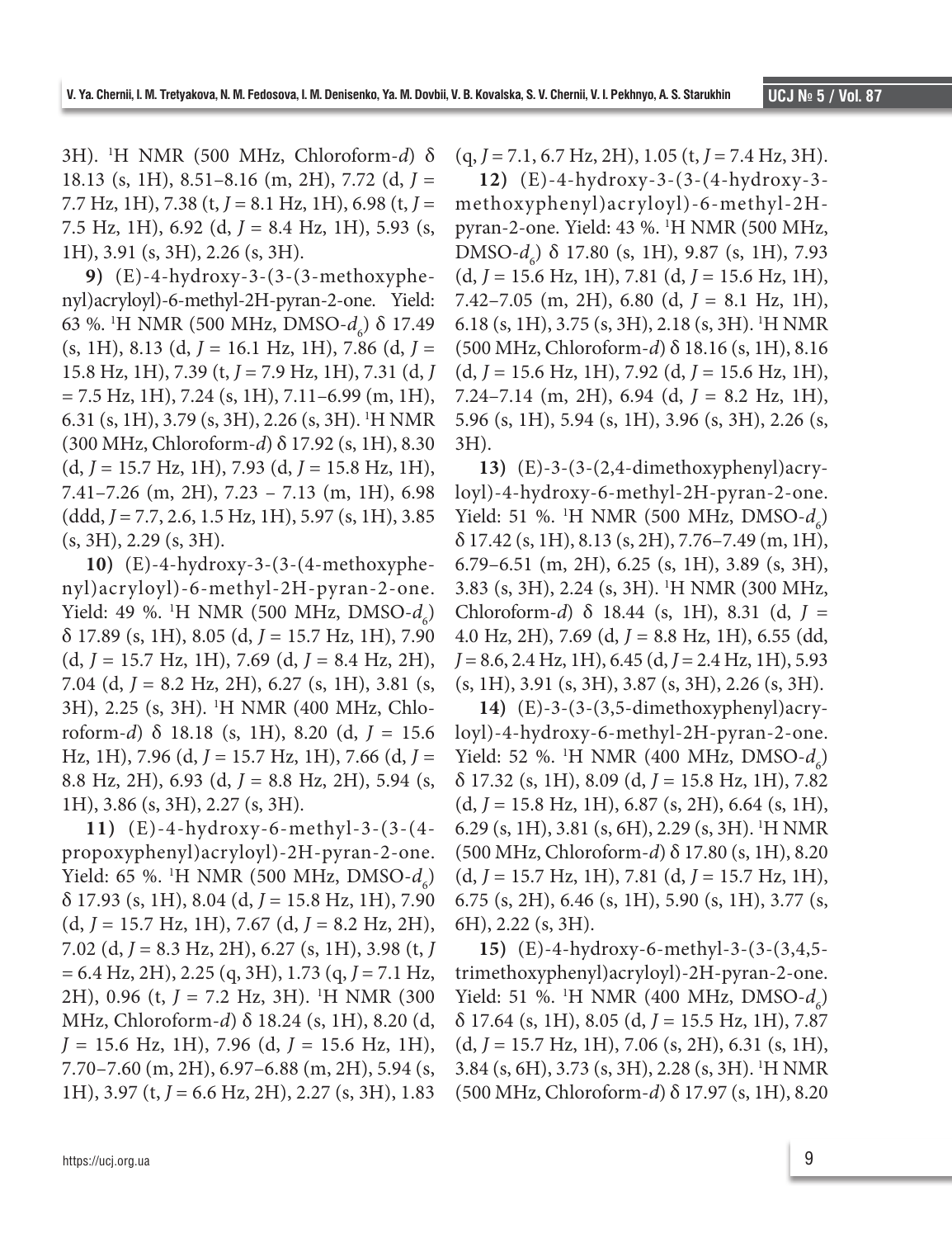3H). $^1$H NMR (500 MHz, Chloroform-*d*) δ 18.13 (s, 1H), 8.51–8.16 (m, 2H), 7.72 (d, *J* = 7.7 Hz, 1H), 7.38 (t, *J* = 8.1 Hz, 1H), 6.98 (t, *J* = 7.5 Hz, 1H), 6.92 (d, *J* = 8.4 Hz, 1H), 5.93 (s, 1H), 3.91 (s, 3H), 2.26 (s, 3H).

**9)** (E)-4-hydroxy-3-(3-(3-methoxyphenyl)acryloyl)-6-methyl-2H-pyran-2-one. Yield: 63 %. $^1$H NMR (500 MHz, DMSO-$d_6$) δ 17.49 (s, 1H), 8.13 (d, *J* = 16.1 Hz, 1H), 7.86 (d, *J* = 15.8 Hz, 1H), 7.39 (t, *J* = 7.9 Hz, 1H), 7.31 (d, *J* = 7.5 Hz, 1H), 7.24 (s, 1H), 7.11–6.99 (m, 1H), 6.31 (s, 1H), 3.79 (s, 3H), 2.26 (s, 3H). $^1$H NMR (300 MHz, Chloroform-*d*) δ 17.92 (s, 1H), 8.30 (d, *J* = 15.7 Hz, 1H), 7.93 (d, *J* = 15.8 Hz, 1H), 7.41–7.26 (m, 2H), 7.23 – 7.13 (m, 1H), 6.98 (ddd, *J* = 7.7, 2.6, 1.5 Hz, 1H), 5.97 (s, 1H), 3.85 (s, 3H), 2.29 (s, 3H).

**10)** (E)-4-hydroxy-3-(3-(4-methoxyphenyl)acryloyl)-6-methyl-2H-pyran-2-one. Yield: 49 %. $^1$H NMR (500 MHz, DMSO-$d_6$) δ 17.89 (s, 1H), 8.05 (d, *J* = 15.7 Hz, 1H), 7.90 (d, *J* = 15.7 Hz, 1H), 7.69 (d, *J* = 8.4 Hz, 2H), 7.04 (d, *J* = 8.2 Hz, 2H), 6.27 (s, 1H), 3.81 (s, 3H), 2.25 (s, 3H). $^1$H NMR (400 MHz, Chloroform-*d*) δ 18.18 (s, 1H), 8.20 (d, *J* = 15.6 Hz, 1H), 7.96 (d, *J* = 15.7 Hz, 1H), 7.66 (d, *J* = 8.8 Hz, 2H), 6.93 (d, *J* = 8.8 Hz, 2H), 5.94 (s, 1H), 3.86 (s, 3H), 2.27 (s, 3H).

**11)** (E)-4-hydroxy-6-methyl-3-(3-(4-propoxyphenyl)acryloyl)-2H-pyran-2-one. Yield: 65 %. $^1$H NMR (500 MHz, DMSO-$d_6$) δ 17.93 (s, 1H), 8.04 (d, *J* = 15.8 Hz, 1H), 7.90 (d, *J* = 15.7 Hz, 1H), 7.67 (d, *J* = 8.2 Hz, 2H), 7.02 (d, *J* = 8.3 Hz, 2H), 6.27 (s, 1H), 3.98 (t, *J* = 6.4 Hz, 2H), 2.25 (q, 3H), 1.73 (q, *J* = 7.1 Hz, 2H), 0.96 (t, *J* = 7.2 Hz, 3H). $^1$H NMR (300 MHz, Chloroform-*d*) δ 18.24 (s, 1H), 8.20 (d, *J* = 15.6 Hz, 1H), 7.96 (d, *J* = 15.6 Hz, 1H), 7.70–7.60 (m, 2H), 6.97–6.88 (m, 2H), 5.94 (s, 1H), 3.97 (t, *J* = 6.6 Hz, 2H), 2.27 (s, 3H), 1.83 (q, *J* = 7.1, 6.7 Hz, 2H), 1.05 (t, *J* = 7.4 Hz, 3H).

**12)** (E)-4-hydroxy-3-(3-(4-hydroxy-3-methoxyphenyl)acryloyl)-6-methyl-2H-pyran-2-one. Yield: 43 %. $^1$H NMR (500 MHz, DMSO-$d_6$) δ 17.80 (s, 1H), 9.87 (s, 1H), 7.93 (d, *J* = 15.6 Hz, 1H), 7.81 (d, *J* = 15.6 Hz, 1H), 7.42–7.05 (m, 2H), 6.80 (d, *J* = 8.1 Hz, 1H), 6.18 (s, 1H), 3.75 (s, 3H), 2.18 (s, 3H). $^1$H NMR (500 MHz, Chloroform-*d*) δ 18.16 (s, 1H), 8.16 (d, *J* = 15.6 Hz, 1H), 7.92 (d, *J* = 15.6 Hz, 1H), 7.24–7.14 (m, 2H), 6.94 (d, *J* = 8.2 Hz, 1H), 5.96 (s, 1H), 5.94 (s, 1H), 3.96 (s, 3H), 2.26 (s, 3H).

**13)** (E)-3-(3-(2,4-dimethoxyphenyl)acryloyl)-4-hydroxy-6-methyl-2H-pyran-2-one. Yield: 51 %. $^1$H NMR (500 MHz, DMSO-$d_6$) δ 17.42 (s, 1H), 8.13 (s, 2H), 7.76–7.49 (m, 1H), 6.79–6.51 (m, 2H), 6.25 (s, 1H), 3.89 (s, 3H), 3.83 (s, 3H), 2.24 (s, 3H). $^1$H NMR (300 MHz, Chloroform-*d*) δ 18.44 (s, 1H), 8.31 (d, *J* = 4.0 Hz, 2H), 7.69 (d, *J* = 8.8 Hz, 1H), 6.55 (dd, *J* = 8.6, 2.4 Hz, 1H), 6.45 (d, *J* = 2.4 Hz, 1H), 5.93 (s, 1H), 3.91 (s, 3H), 3.87 (s, 3H), 2.26 (s, 3H).

**14)** (E)-3-(3-(3,5-dimethoxyphenyl)acryloyl)-4-hydroxy-6-methyl-2H-pyran-2-one. Yield: 52 %. $^1$H NMR (400 MHz, DMSO-$d_6$) δ 17.32 (s, 1H), 8.09 (d, *J* = 15.8 Hz, 1H), 7.82 (d, *J* = 15.8 Hz, 1H), 6.87 (s, 2H), 6.64 (s, 1H), 6.29 (s, 1H), 3.81 (s, 6H), 2.29 (s, 3H). $^1$H NMR (500 MHz, Chloroform-*d*) δ 17.80 (s, 1H), 8.20 (d, *J* = 15.7 Hz, 1H), 7.81 (d, *J* = 15.7 Hz, 1H), 6.75 (s, 2H), 6.46 (s, 1H), 5.90 (s, 1H), 3.77 (s, 6H), 2.22 (s, 3H).

**15)** (E)-4-hydroxy-6-methyl-3-(3-(3,4,5-trimethoxyphenyl)acryloyl)-2H-pyran-2-one. Yield: 51 %. $^1$H NMR (400 MHz, DMSO-$d_6$) δ 17.64 (s, 1H), 8.05 (d, *J* = 15.5 Hz, 1H), 7.87 (d, *J* = 15.7 Hz, 1H), 7.06 (s, 2H), 6.31 (s, 1H), 3.84 (s, 6H), 3.73 (s, 3H), 2.28 (s, 3H). $^1$H NMR (500 MHz, Chloroform-*d*) δ 17.97 (s, 1H), 8.20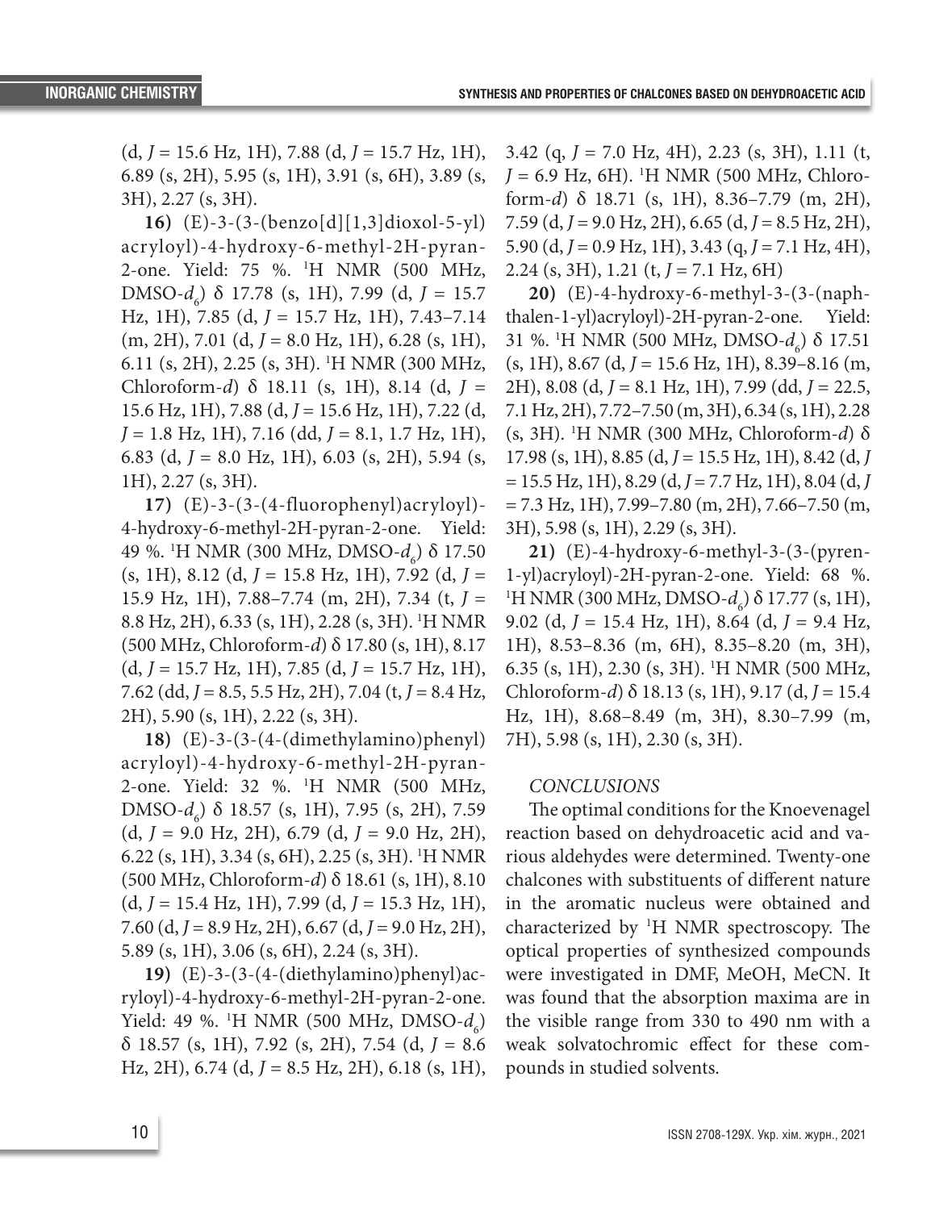(d, *J* = 15.6 Hz, 1H), 7.88 (d, *J* = 15.7 Hz, 1H), 6.89 (s, 2H), 5.95 (s, 1H), 3.91 (s, 6H), 3.89 (s, 3H), 2.27 (s, 3H).

**16)** (E)-3-(3-(benzo[d][1,3]dioxol-5-yl)acryloyl)-4-hydroxy-6-methyl-2H-pyran-2-one. Yield: 75 %. $^1$H NMR (500 MHz, DMSO-$d_6$) δ 17.78 (s, 1H), 7.99 (d, *J* = 15.7 Hz, 1H), 7.85 (d, *J* = 15.7 Hz, 1H), 7.43–7.14 (m, 2H), 7.01 (d, *J* = 8.0 Hz, 1H), 6.28 (s, 1H), 6.11 (s, 2H), 2.25 (s, 3H). $^1$H NMR (300 MHz, Chloroform-*d*) δ 18.11 (s, 1H), 8.14 (d, *J* = 15.6 Hz, 1H), 7.88 (d, *J* = 15.6 Hz, 1H), 7.22 (d, *J* = 1.8 Hz, 1H), 7.16 (dd, *J* = 8.1, 1.7 Hz, 1H), 6.83 (d, *J* = 8.0 Hz, 1H), 6.03 (s, 2H), 5.94 (s, 1H), 2.27 (s, 3H).

**17)** (E)-3-(3-(4-fluorophenyl)acryloyl)-4-hydroxy-6-methyl-2H-pyran-2-one. Yield: 49 %. $^1$H NMR (300 MHz, DMSO-$d_6$) δ 17.50 (s, 1H), 8.12 (d, *J* = 15.8 Hz, 1H), 7.92 (d, *J* = 15.9 Hz, 1H), 7.88–7.74 (m, 2H), 7.34 (t, *J* = 8.8 Hz, 2H), 6.33 (s, 1H), 2.28 (s, 3H). $^1$H NMR (500 MHz, Chloroform-*d*) δ 17.80 (s, 1H), 8.17 (d, *J* = 15.7 Hz, 1H), 7.85 (d, *J* = 15.7 Hz, 1H), 7.62 (dd, *J* = 8.5, 5.5 Hz, 2H), 7.04 (t, *J* = 8.4 Hz, 2H), 5.90 (s, 1H), 2.22 (s, 3H).

**18)** (E)-3-(3-(4-(dimethylamino)phenyl)acryloyl)-4-hydroxy-6-methyl-2H-pyran-2-one. Yield: 32 %. $^1$H NMR (500 MHz, DMSO-$d_6$) δ 18.57 (s, 1H), 7.95 (s, 2H), 7.59 (d, *J* = 9.0 Hz, 2H), 6.79 (d, *J* = 9.0 Hz, 2H), 6.22 (s, 1H), 3.34 (s, 6H), 2.25 (s, 3H). $^1$H NMR (500 MHz, Chloroform-*d*) δ 18.61 (s, 1H), 8.10 (d, *J* = 15.4 Hz, 1H), 7.99 (d, *J* = 15.3 Hz, 1H), 7.60 (d, *J* = 8.9 Hz, 2H), 6.67 (d, *J* = 9.0 Hz, 2H), 5.89 (s, 1H), 3.06 (s, 6H), 2.24 (s, 3H).

**19)** (E)-3-(3-(4-(diethylamino)phenyl)acryloyl)-4-hydroxy-6-methyl-2H-pyran-2-one. Yield: 49 %. $^1$H NMR (500 MHz, DMSO-$d_6$) δ 18.57 (s, 1H), 7.92 (s, 2H), 7.54 (d, *J* = 8.6 Hz, 2H), 6.74 (d, *J* = 8.5 Hz, 2H), 6.18 (s, 1H), 3.42 (q, *J* = 7.0 Hz, 4H), 2.23 (s, 3H), 1.11 (t, *J* = 6.9 Hz, 6H). $^1$H NMR (500 MHz, Chloroform-*d*) δ 18.71 (s, 1H), 8.36–7.79 (m, 2H), 7.59 (d, *J* = 9.0 Hz, 2H), 6.65 (d, *J* = 8.5 Hz, 2H), 5.90 (d, *J* = 0.9 Hz, 1H), 3.43 (q, *J* = 7.1 Hz, 4H), 2.24 (s, 3H), 1.21 (t, *J* = 7.1 Hz, 6H)

**20)** (E)-4-hydroxy-6-methyl-3-(3-(naphthalen-1-yl)acryloyl)-2H-pyran-2-one. Yield: 31 %. $^1$H NMR (500 MHz, DMSO-$d_6$) δ 17.51 (s, 1H), 8.67 (d, *J* = 15.6 Hz, 1H), 8.39–8.16 (m, 2H), 8.08 (d, *J* = 8.1 Hz, 1H), 7.99 (dd, *J* = 22.5, 7.1 Hz, 2H), 7.72–7.50 (m, 3H), 6.34 (s, 1H), 2.28 (s, 3H). $^1$H NMR (300 MHz, Chloroform-*d*) δ 17.98 (s, 1H), 8.85 (d, *J* = 15.5 Hz, 1H), 8.42 (d, *J* = 15.5 Hz, 1H), 8.29 (d, *J* = 7.7 Hz, 1H), 8.04 (d, *J* = 7.3 Hz, 1H), 7.99–7.80 (m, 2H), 7.66–7.50 (m, 3H), 5.98 (s, 1H), 2.29 (s, 3H).

**21)** (E)-4-hydroxy-6-methyl-3-(3-(pyren-1-yl)acryloyl)-2H-pyran-2-one. Yield: 68 %. $^1$H NMR (300 MHz, DMSO-$d_6$) δ 17.77 (s, 1H), 9.02 (d, *J* = 15.4 Hz, 1H), 8.64 (d, *J* = 9.4 Hz, 1H), 8.53–8.36 (m, 6H), 8.35–8.20 (m, 3H), 6.35 (s, 1H), 2.30 (s, 3H). $^1$H NMR (500 MHz, Chloroform-*d*) δ 18.13 (s, 1H), 9.17 (d, *J* = 15.4 Hz, 1H), 8.68–8.49 (m, 3H), 8.30–7.99 (m, 7H), 5.98 (s, 1H), 2.30 (s, 3H).

## *CONCLUSIONS*

The optimal conditions for the Knoevenagel reaction based on dehydroacetic acid and various aldehydes were determined. Twenty-one chalcones with substituents of different nature in the aromatic nucleus were obtained and characterized by $^1$H NMR spectroscopy. The optical properties of synthesized compounds were investigated in DMF, MeOH, MeCN. It was found that the absorption maxima are in the visible range from 330 to 490 nm with a weak solvatochromic effect for these compounds in studied solvents.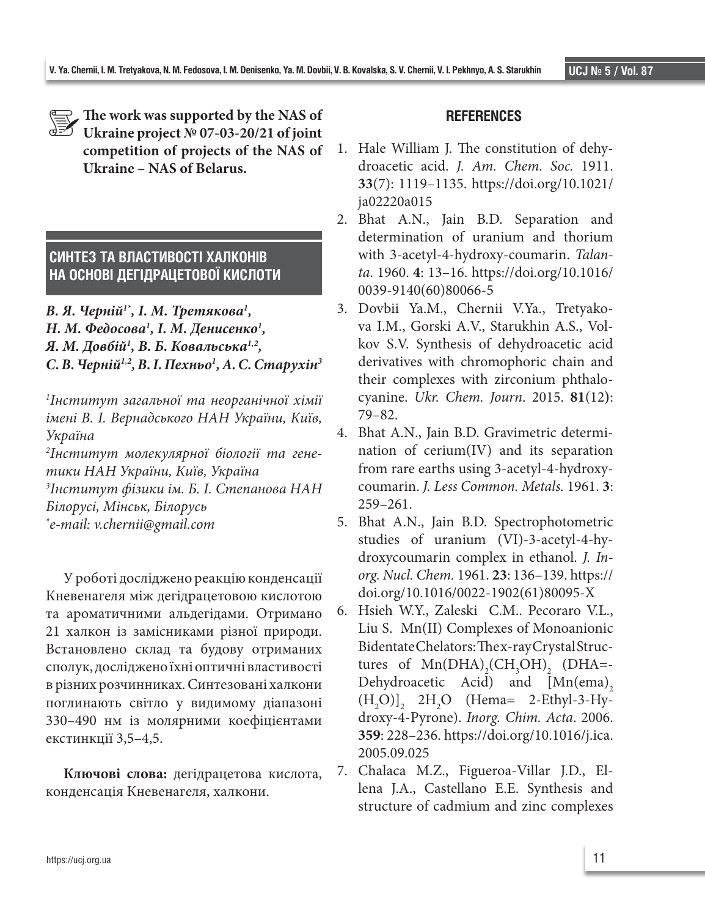**The work was supported by the NAS of Ukraine project № 07-03-20/21 of joint competition of projects of the NAS of Ukraine – NAS of Belarus.**

## СИНТЕЗ ТА ВЛАСТИВОСТІ ХАЛКОНІВ НА ОСНОВІ ДЕГІДРАЦЕТОВОЇ КИСЛОТИ

***В. Я. Черній[1*], І. М. Третякова[1], Н. М. Федосова[1], І. М. Денисенко[1], Я. М. Довбій[1], В. Б. Ковальська[1,2], С. В. Черній[1,2], В. І. Пехньо[1], А. С. Старухін[3]***

*[1]Інститут загальної та неорганічної хімії імені В. І. Вернадського НАН України, Київ, Україна*
*[2]Інститут молекулярної біології та генетики НАН України, Київ, Україна*
*[3]Інститут фізики ім. Б. І. Степанова НАН Білорусі, Мінськ, Білорусь*
*[*]e-mail: v.chernii@gmail.com*

У роботі досліджено реакцію конденсації Кневенагеля між дегідрацетовою кислотою та ароматичними альдегідами. Отримано 21 халкон із замісниками різної природи. Встановлено склад та будову отриманих сполук, досліджено їхні оптичні властивості в різних розчинниках. Синтезовані халкони поглинають світло у видимому діапазоні 330–490 нм із молярними коефіцієнтами екстинкції 3,5–4,5.

**Ключові слова:** дегідрацетова кислота, конденсація Кневенагеля, халкони.

## REFERENCES

1. Hale William J. The constitution of dehydroacetic acid. *J. Am. Chem. Soc.* 1911. **33**(7): 1119–1135. https://doi.org/10.1021/ja02220a015
2. Bhat A.N., Jain B.D. Separation and determination of uranium and thorium with 3-acetyl-4-hydroxy-coumarin. *Talanta*. 1960. **4**: 13–16. https://doi.org/10.1016/0039-9140(60)80066-5
3. Dovbii Ya.M., Chernii V.Ya., Tretyakova I.M., Gorski A.V., Starukhin A.S., Volkov S.V. Synthesis of dehydroacetic acid derivatives with chromophoric chain and their complexes with zirconium phthalocyanine. *Ukr. Chem. Journ*. 2015. **81**(12): 79–82.
4. Bhat A.N., Jain B.D. Gravimetric determination of cerium(IV) and its separation from rare earths using 3-acetyl-4-hydroxycoumarin. *J. Less Common. Metals.* 1961. **3**: 259–261.
5. Bhat A.N., Jain B.D. Spectrophotometric studies of uranium (VI)-3-acetyl-4-hydroxycoumarin complex in ethanol. *J. Inorg. Nucl. Chem.* 1961. **23**: 136–139. https://doi.org/10.1016/0022-1902(61)80095-X
6. Hsieh W.Y., Zaleski C.M.. Pecoraro V.L., Liu S. Mn(II) Complexes of Monoanionic Bidentate Chelators: The x-ray Crystal Structures of $Mn(DHA)_2(CH_3OH)_2$ (DHA=-Dehydroacetic Acid) and $[Mn(ema)_2(H_2O)]_2$ $2H_2O$ (Hema= 2-Ethyl-3-Hydroxy-4-Pyrone). *Inorg. Chim. Acta*. 2006. **359**: 228–236. https://doi.org/10.1016/j.ica.2005.09.025
7. Chalaca M.Z., Figueroa-Villar J.D., Ellena J.A., Castellano E.E. Synthesis and structure of cadmium and zinc complexes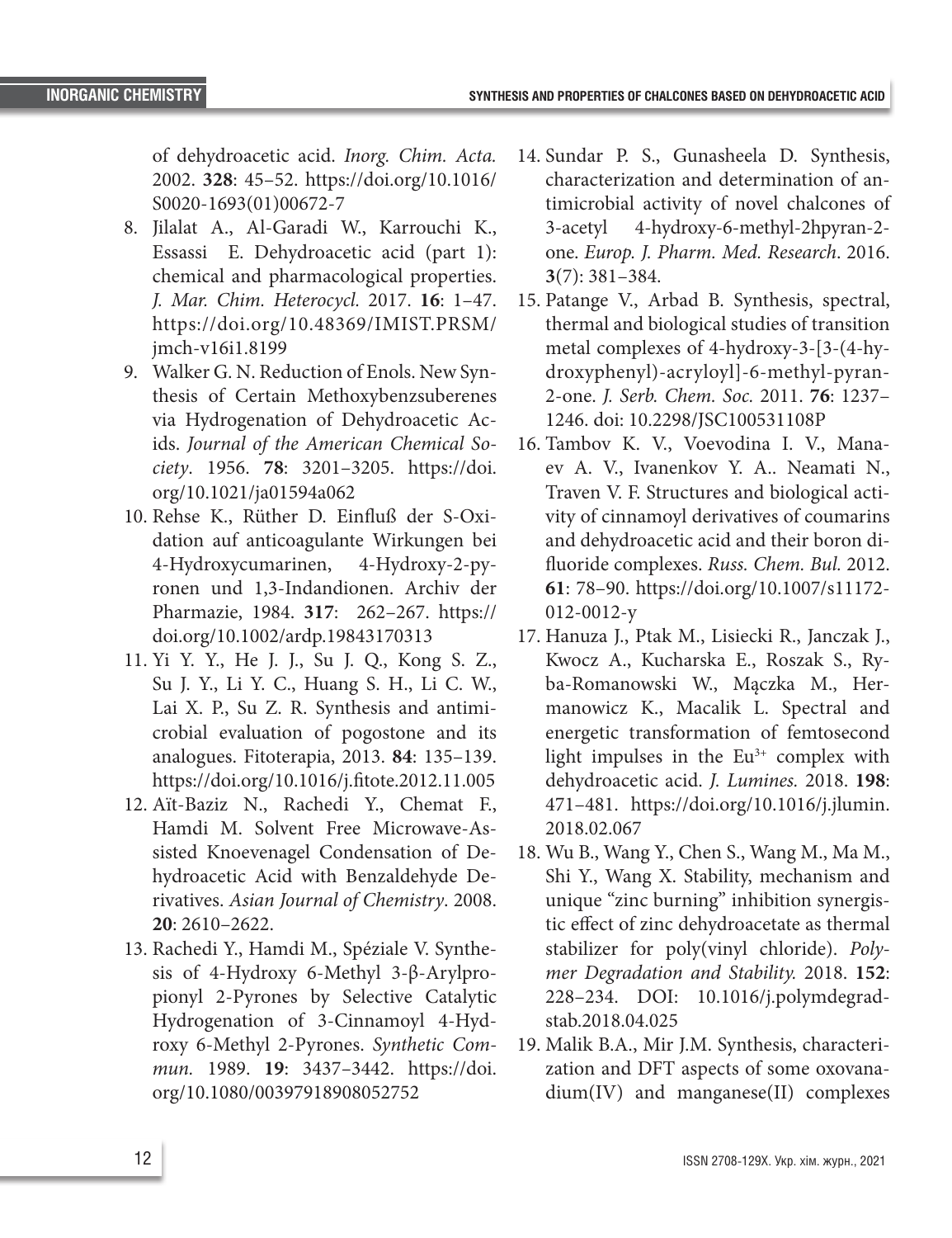of dehydroacetic acid. *Inorg. Chim. Acta.* 2002. **328**: 45–52. https://doi.org/10.1016/S0020-1693(01)00672-7

8. Jilalat A., Al-Garadi W., Karrouchi K., Essassi E. Dehydroacetic acid (part 1): chemical and pharmacological properties. *J. Mar. Chim. Heterocycl.* 2017. **16**: 1–47. https://doi.org/10.48369/IMIST.PRSM/jmch-v16i1.8199
9. Walker G. N. Reduction of Enols. New Synthesis of Certain Methoxybenzsuberenes via Hydrogenation of Dehydroacetic Acids. *Journal of the American Chemical Society*. 1956. **78**: 3201–3205. https://doi.org/10.1021/ja01594a062
10. Rehse K., Rüther D. Einfluß der S-Oxidation auf anticoagulante Wirkungen bei 4-Hydroxycumarinen, 4-Hydroxy-2-pyronen und 1,3-Indandionen. Archiv der Pharmazie, 1984. **317**: 262–267. https://doi.org/10.1002/ardp.19843170313
11. Yi Y. Y., He J. J., Su J. Q., Kong S. Z., Su J. Y., Li Y. C., Huang S. H., Li C. W., Lai X. P., Su Z. R. Synthesis and antimicrobial evaluation of pogostone and its analogues. Fitoterapia, 2013. **84**: 135–139. https://doi.org/10.1016/j.fitote.2012.11.005
12. Aït-Baziz N., Rachedi Y., Chemat F., Hamdi M. Solvent Free Microwave-Assisted Knoevenagel Condensation of Dehydroacetic Acid with Benzaldehyde Derivatives. *Asian Journal of Chemistry*. 2008. **20**: 2610–2622.
13. Rachedi Y., Hamdi M., Spéziale V. Synthesis of 4-Hydroxy 6-Methyl 3-β-Arylpropionyl 2-Pyrones by Selective Catalytic Hydrogenation of 3-Cinnamoyl 4-Hydroxy 6-Methyl 2-Pyrones. *Synthetic Commun.* 1989. **19**: 3437–3442. https://doi.org/10.1080/00397918908052752
14. Sundar P. S., Gunasheela D. Synthesis, characterization and determination of antimicrobial activity of novel chalcones of 3-acetyl 4-hydroxy-6-methyl-2hpyran-2-one. *Europ. J. Pharm. Med. Research*. 2016. **3**(7): 381–384.
15. Patange V., Arbad B. Synthesis, spectral, thermal and biological studies of transition metal complexes of 4-hydroxy-3-[3-(4-hydroxyphenyl)-acryloyl]-6-methyl-pyran-2-one. *J. Serb. Chem. Soc.* 2011. **76**: 1237–1246. doi: 10.2298/JSC100531108P
16. Tambov K. V., Voevodina I. V., Manaev A. V., Ivanenkov Y. A.. Neamati N., Traven V. F. Structures and biological activity of cinnamoyl derivatives of coumarins and dehydroacetic acid and their boron difluoride complexes. *Russ. Chem. Bul.* 2012. **61**: 78–90. https://doi.org/10.1007/s11172-012-0012-y
17. Hanuza J., Ptak M., Lisiecki R., Janczak J., Kwocz A., Kucharska E., Roszak S., Ryba-Romanowski W., Mączka M., Hermanowicz K., Macalik L. Spectral and energetic transformation of femtosecond light impulses in the $Eu^{3+}$ complex with dehydroacetic acid. *J. Lumines.* 2018. **198**: 471–481. https://doi.org/10.1016/j.jlumin.2018.02.067
18. Wu B., Wang Y., Chen S., Wang M., Ma M., Shi Y., Wang X. Stability, mechanism and unique "zinc burning" inhibition synergistic effect of zinc dehydroacetate as thermal stabilizer for poly(vinyl chloride). *Polymer Degradation and Stability.* 2018. **152**: 228–234. DOI: 10.1016/j.polymdegradstab.2018.04.025
19. Malik B.A., Mir J.M. Synthesis, characterization and DFT aspects of some oxovanadium(IV) and manganese(II) complexes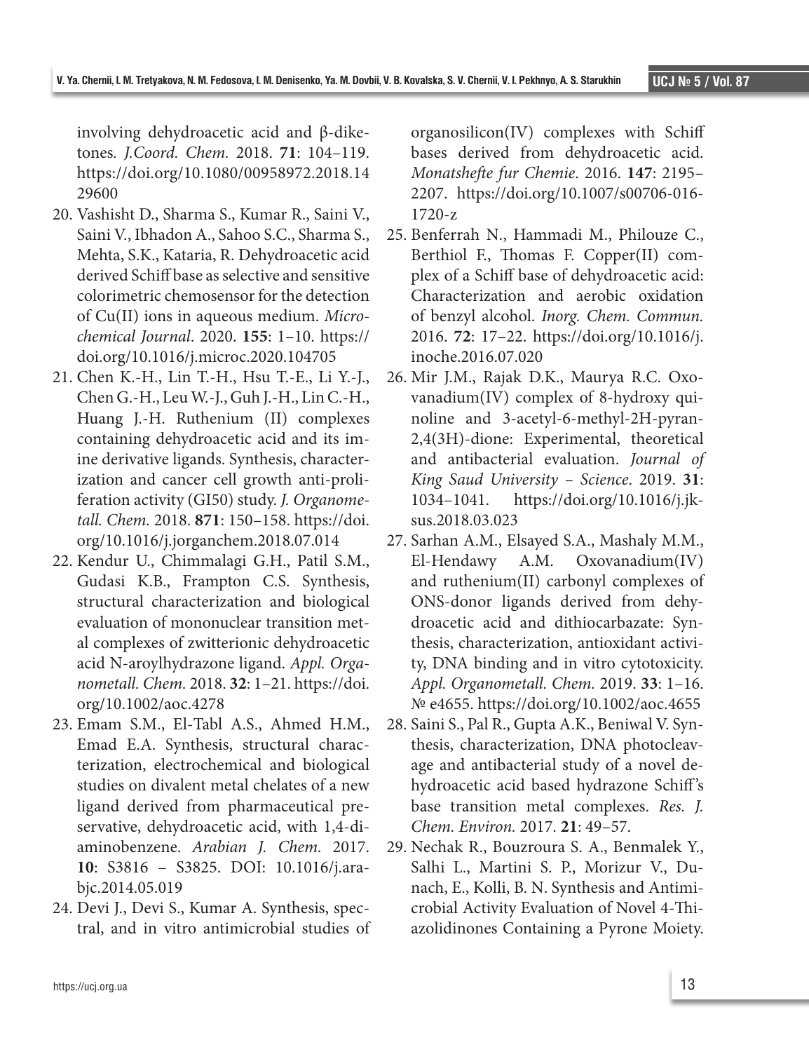involving dehydroacetic acid and β-diketones. *J.Coord. Chem.* 2018. **71**: 104–119. https://doi.org/10.1080/00958972.2018.1429600

20. Vashisht D., Sharma S., Kumar R., Saini V., Saini V., Ibhadon A., Sahoo S.C., Sharma S., Mehta, S.K., Kataria, R. Dehydroacetic acid derived Schiff base as selective and sensitive colorimetric chemosensor for the detection of Cu(II) ions in aqueous medium. *Microchemical Journal*. 2020. **155**: 1–10. https://doi.org/10.1016/j.microc.2020.104705
21. Chen K.-H., Lin T.-H., Hsu T.-E., Li Y.-J., Chen G.-H., Leu W.-J., Guh J.-H., Lin C.-H., Huang J.-H. Ruthenium (II) complexes containing dehydroacetic acid and its imine derivative ligands. Synthesis, characterization and cancer cell growth anti-proliferation activity (GI50) study. *J. Organometall. Chem.* 2018. **871**: 150–158. https://doi.org/10.1016/j.jorganchem.2018.07.014
22. Kendur U., Chimmalagi G.H., Patil S.M., Gudasi K.B., Frampton C.S. Synthesis, structural characterization and biological evaluation of mononuclear transition metal complexes of zwitterionic dehydroacetic acid N-aroylhydrazone ligand. *Appl. Organometall. Chem.* 2018. **32**: 1–21. https://doi.org/10.1002/aoc.4278
23. Emam S.M., El-Tabl A.S., Ahmed H.M., Emad E.A. Synthesis, structural characterization, electrochemical and biological studies on divalent metal chelates of a new ligand derived from pharmaceutical preservative, dehydroacetic acid, with 1,4-diaminobenzene. *Arabian J. Chem.* 2017. **10**: S3816 – S3825. DOI: 10.1016/j.arabjc.2014.05.019
24. Devi J., Devi S., Kumar A. Synthesis, spectral, and in vitro antimicrobial studies of organosilicon(IV) complexes with Schiff bases derived from dehydroacetic acid. *Monatshefte fur Chemie*. 2016. **147**: 2195–2207. https://doi.org/10.1007/s00706-016-1720-z
25. Benferrah N., Hammadi M., Philouze C., Berthiol F., Thomas F. Copper(II) complex of a Schiff base of dehydroacetic acid: Characterization and aerobic oxidation of benzyl alcohol. *Inorg. Chem. Commun.* 2016. **72**: 17–22. https://doi.org/10.1016/j.inoche.2016.07.020
26. Mir J.M., Rajak D.K., Maurya R.C. Oxovanadium(IV) complex of 8-hydroxy quinoline and 3-acetyl-6-methyl-2H-pyran-2,4(3H)-dione: Experimental, theoretical and antibacterial evaluation. *Journal of King Saud University – Science*. 2019. **31**: 1034–1041. https://doi.org/10.1016/j.jksus.2018.03.023
27. Sarhan A.M., Elsayed S.A., Mashaly M.M., El-Hendawy A.M. Oxovanadium(IV) and ruthenium(II) carbonyl complexes of ONS-donor ligands derived from dehydroacetic acid and dithiocarbazate: Synthesis, characterization, antioxidant activity, DNA binding and in vitro cytotoxicity. *Appl. Organometall. Chem.* 2019. **33**: 1–16. № e4655. https://doi.org/10.1002/aoc.4655
28. Saini S., Pal R., Gupta A.K., Beniwal V. Synthesis, characterization, DNA photocleavage and antibacterial study of a novel dehydroacetic acid based hydrazone Schiff's base transition metal complexes. *Res. J. Chem. Environ.* 2017. **21**: 49–57.
29. Nechak R., Bouzroura S. A., Benmalek Y., Salhi L., Martini S. P., Morizur V., Dunach, E., Kolli, B. N. Synthesis and Antimicrobial Activity Evaluation of Novel 4-Thiazolidinones Containing a Pyrone Moiety.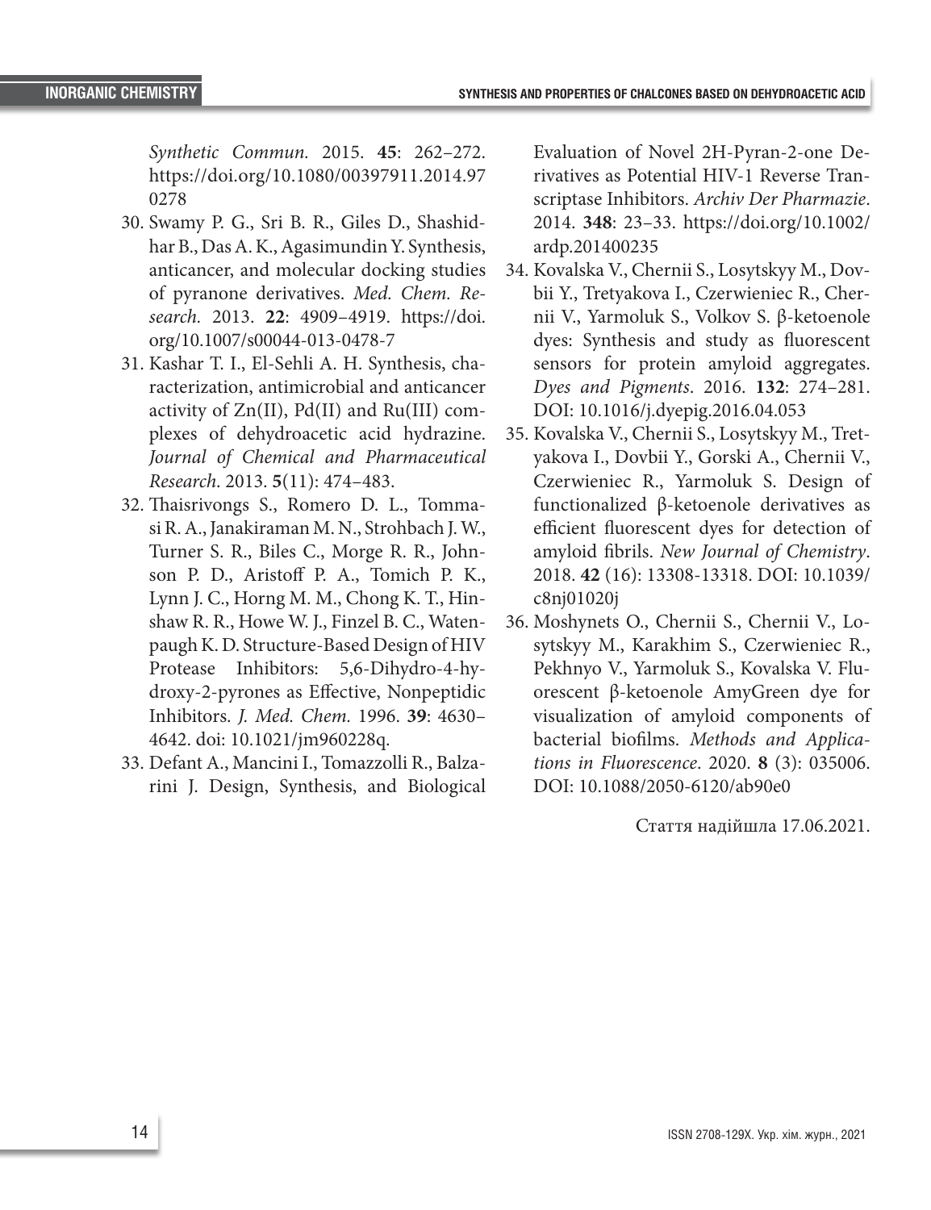*Synthetic Commun.* 2015. **45**: 262–272. https://doi.org/10.1080/00397911.2014.970278

30. Swamy P. G., Sri B. R., Giles D., Shashidhar B., Das A. K., Agasimundin Y. Synthesis, anticancer, and molecular docking studies of pyranone derivatives. *Med. Chem. Research.* 2013. **22**: 4909–4919. https://doi.org/10.1007/s00044-013-0478-7
31. Kashar T. I., El-Sehli A. H. Synthesis, characterization, antimicrobial and anticancer activity of Zn(II), Pd(II) and Ru(III) complexes of dehydroacetic acid hydrazine. *Journal of Chemical and Pharmaceutical Research.* 2013. **5**(11): 474–483.
32. Thaisrivongs S., Romero D. L., Tommasi R. A., Janakiraman M. N., Strohbach J. W., Turner S. R., Biles C., Morge R. R., Johnson P. D., Aristoff P. A., Tomich P. K., Lynn J. C., Horng M. M., Chong K. T., Hinshaw R. R., Howe W. J., Finzel B. C., Watenpaugh K. D. Structure-Based Design of HIV Protease Inhibitors: 5,6-Dihydro-4-hydroxy-2-pyrones as Effective, Nonpeptidic Inhibitors. *J. Med. Chem.* 1996. **39**: 4630–4642. doi: 10.1021/jm960228q.
33. Defant A., Mancini I., Tomazzolli R., Balzarini J. Design, Synthesis, and Biological Evaluation of Novel 2H-Pyran-2-one Derivatives as Potential HIV-1 Reverse Transcriptase Inhibitors. *Archiv Der Pharmazie*. 2014. **348**: 23–33. https://doi.org/10.1002/ardp.201400235
34. Kovalska V., Chernii S., Losytskyy M., Dovbii Y., Tretyakova I., Czerwieniec R., Chernii V., Yarmoluk S., Volkov S. β-ketoenole dyes: Synthesis and study as fluorescent sensors for protein amyloid aggregates. *Dyes and Pigments*. 2016. **132**: 274–281. DOI: 10.1016/j.dyepig.2016.04.053
35. Kovalska V., Chernii S., Losytskyy M., Tretyakova I., Dovbii Y., Gorski A., Chernii V., Czerwieniec R., Yarmoluk S. Design of functionalized β-ketoenole derivatives as efficient fluorescent dyes for detection of amyloid fibrils. *New Journal of Chemistry*. 2018. **42** (16): 13308-13318. DOI: 10.1039/c8nj01020j
36. Moshynets O., Chernii S., Chernii V., Losytskyy M., Karakhim S., Czerwieniec R., Pekhnyo V., Yarmoluk S., Kovalska V. Fluorescent β-ketoenole AmyGreen dye for visualization of amyloid components of bacterial biofilms. *Methods and Applications in Fluorescence*. 2020. **8** (3): 035006. DOI: 10.1088/2050-6120/ab90e0

Стаття надійшла 17.06.2021.